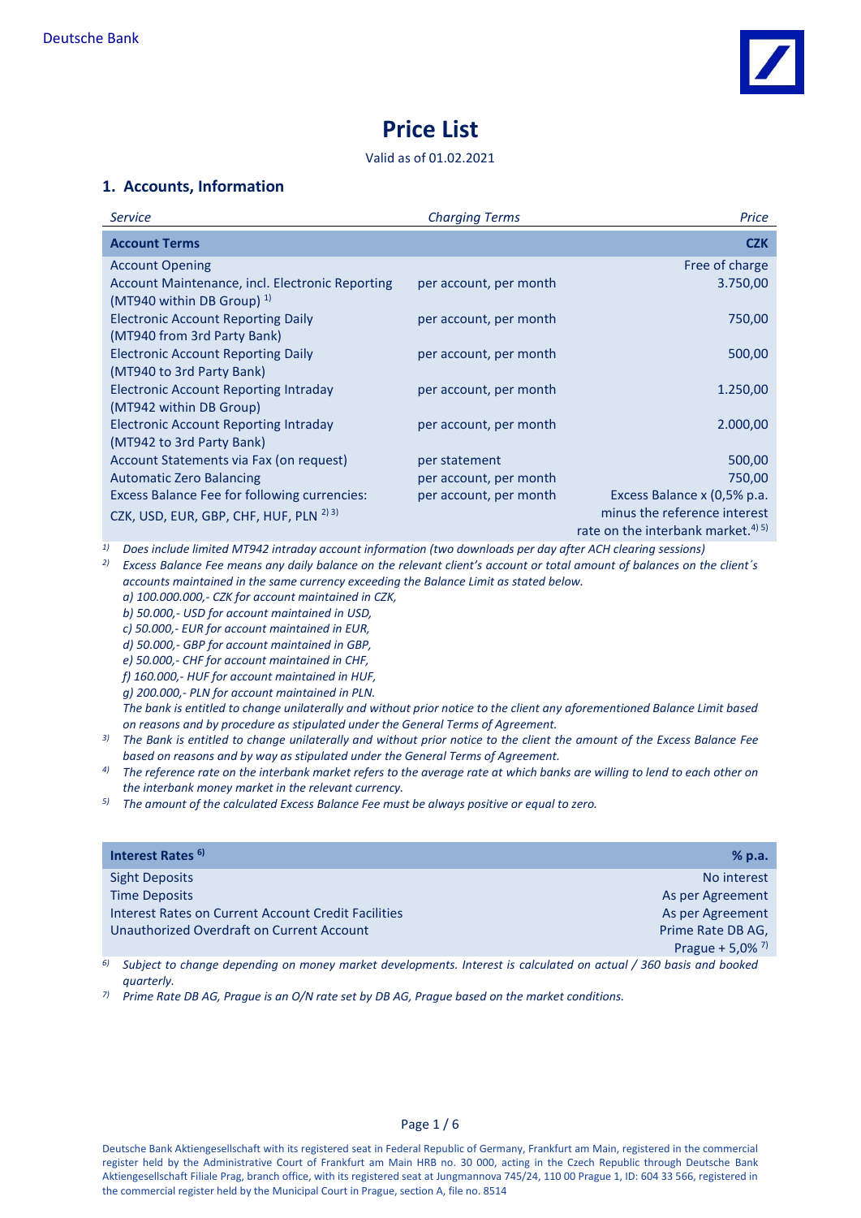Deutsche Bank

# Price List

Valid as of 01.02.2021

## 1. Accounts, Information

| *Service* | *Charging Terms* | *Price* |
|---|---|---|
| **Account Terms** | | **CZK** |
| Account Opening | | Free of charge |
| Account Maintenance, incl. Electronic Reporting (MT940 within DB Group) [1] | per account, per month | 3.750,00 |
| Electronic Account Reporting Daily (MT940 from 3rd Party Bank) | per account, per month | 750,00 |
| Electronic Account Reporting Daily (MT940 to 3rd Party Bank) | per account, per month | 500,00 |
| Electronic Account Reporting Intraday (MT942 within DB Group) | per account, per month | 1.250,00 |
| Electronic Account Reporting Intraday (MT942 to 3rd Party Bank) | per account, per month | 2.000,00 |
| Account Statements via Fax (on request) | per statement | 500,00 |
| Automatic Zero Balancing | per account, per month | 750,00 |
| Excess Balance Fee for following currencies: CZK, USD, EUR, GBP, CHF, HUF, PLN [2) 3)] | per account, per month | Excess Balance x (0,5% p.a. minus the reference interest rate on the interbank market.[4) 5)] |

[1)] *Does include limited MT942 intraday account information (two downloads per day after ACH clearing sessions)*

[2)] *Excess Balance Fee means any daily balance on the relevant client's account or total amount of balances on the client´s accounts maintained in the same currency exceeding the Balance Limit as stated below.*
*a) 100.000.000,- CZK for account maintained in CZK,*
*b) 50.000,- USD for account maintained in USD,*
*c) 50.000,- EUR for account maintained in EUR,*
*d) 50.000,- GBP for account maintained in GBP,*
*e) 50.000,- CHF for account maintained in CHF,*
*f) 160.000,- HUF for account maintained in HUF,*
*g) 200.000,- PLN for account maintained in PLN.*
*The bank is entitled to change unilaterally and without prior notice to the client any aforementioned Balance Limit based on reasons and by procedure as stipulated under the General Terms of Agreement.*

[3)] *The Bank is entitled to change unilaterally and without prior notice to the client the amount of the Excess Balance Fee based on reasons and by way as stipulated under the General Terms of Agreement.*

[4)] *The reference rate on the interbank market refers to the average rate at which banks are willing to lend to each other on the interbank money market in the relevant currency.*

[5)] *The amount of the calculated Excess Balance Fee must be always positive or equal to zero.*

| **Interest Rates [6)]** | **% p.a.** |
|---|---|
| Sight Deposits | No interest |
| Time Deposits | As per Agreement |
| Interest Rates on Current Account Credit Facilities | As per Agreement |
| Unauthorized Overdraft on Current Account | Prime Rate DB AG, Prague + 5,0% [7)] |

[6)] *Subject to change depending on money market developments. Interest is calculated on actual / 360 basis and booked quarterly.*

[7)] *Prime Rate DB AG, Prague is an O/N rate set by DB AG, Prague based on the market conditions.*

Deutsche Bank Aktiengesellschaft with its registered seat in Federal Republic of Germany, Frankfurt am Main, registered in the commercial register held by the Administrative Court of Frankfurt am Main HRB no. 30 000, acting in the Czech Republic through Deutsche Bank Aktiengesellschaft Filiale Prag, branch office, with its registered seat at Jungmannova 745/24, 110 00 Prague 1, ID: 604 33 566, registered in the commercial register held by the Municipal Court in Prague, section A, file no. 8514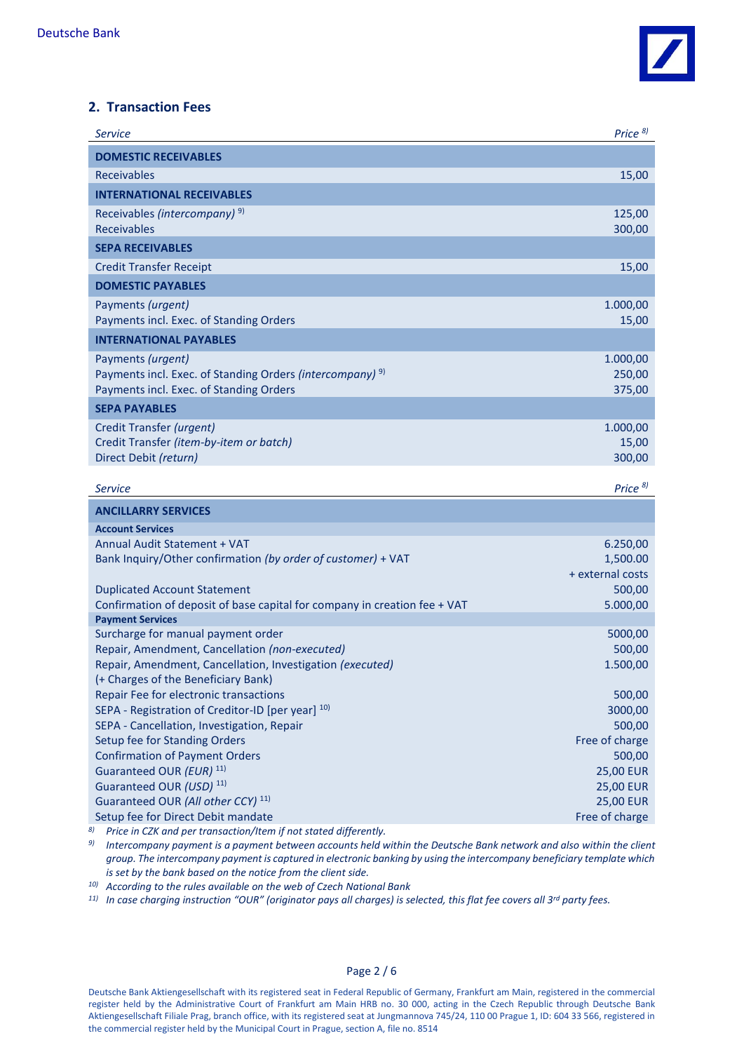## 2. Transaction Fees

| *Service* | *Price* [8] |
|---|---|
| **DOMESTIC RECEIVABLES** | |
| Receivables | 15,00 |
| **INTERNATIONAL RECEIVABLES** | |
| Receivables *(intercompany)* [9] | 125,00 |
| Receivables | 300,00 |
| **SEPA RECEIVABLES** | |
| Credit Transfer Receipt | 15,00 |
| **DOMESTIC PAYABLES** | |
| Payments *(urgent)* | 1.000,00 |
| Payments incl. Exec. of Standing Orders | 15,00 |
| **INTERNATIONAL PAYABLES** | |
| Payments *(urgent)* | 1.000,00 |
| Payments incl. Exec. of Standing Orders *(intercompany)* [9] | 250,00 |
| Payments incl. Exec. of Standing Orders | 375,00 |
| **SEPA PAYABLES** | |
| Credit Transfer *(urgent)* | 1.000,00 |
| Credit Transfer *(item-by-item or batch)* | 15,00 |
| Direct Debit *(return)* | 300,00 |

| *Service* | *Price* [8] |
|---|---|
| **ANCILLARRY SERVICES** | |
| **Account Services** | |
| Annual Audit Statement + VAT | 6.250,00 |
| Bank Inquiry/Other confirmation *(by order of customer)* + VAT | 1,500.00 + external costs |
| Duplicated Account Statement | 500,00 |
| Confirmation of deposit of base capital for company in creation fee + VAT | 5.000,00 |
| **Payment Services** | |
| Surcharge for manual payment order | 5000,00 |
| Repair, Amendment, Cancellation *(non-executed)* | 500,00 |
| Repair, Amendment, Cancellation, Investigation *(executed)* (+ Charges of the Beneficiary Bank) | 1.500,00 |
| Repair Fee for electronic transactions | 500,00 |
| SEPA - Registration of Creditor-ID [per year] [10] | 3000,00 |
| SEPA - Cancellation, Investigation, Repair | 500,00 |
| Setup fee for Standing Orders | Free of charge |
| Confirmation of Payment Orders | 500,00 |
| Guaranteed OUR *(EUR)* [11] | 25,00 EUR |
| Guaranteed OUR *(USD)* [11] | 25,00 EUR |
| Guaranteed OUR *(All other CCY)* [11] | 25,00 EUR |
| Setup fee for Direct Debit mandate | Free of charge |

[8] *Price in CZK and per transaction/Item if not stated differently.*

[9] *Intercompany payment is a payment between accounts held within the Deutsche Bank network and also within the client group. The intercompany payment is captured in electronic banking by using the intercompany beneficiary template which is set by the bank based on the notice from the client side.*

[10] *According to the rules available on the web of Czech National Bank*

[11] *In case charging instruction "OUR" (originator pays all charges) is selected, this flat fee covers all 3rd party fees.*

Deutsche Bank Aktiengesellschaft with its registered seat in Federal Republic of Germany, Frankfurt am Main, registered in the commercial register held by the Administrative Court of Frankfurt am Main HRB no. 30 000, acting in the Czech Republic through Deutsche Bank Aktiengesellschaft Filiale Prag, branch office, with its registered seat at Jungmannova 745/24, 110 00 Prague 1, ID: 604 33 566, registered in the commercial register held by the Municipal Court in Prague, section A, file no. 8514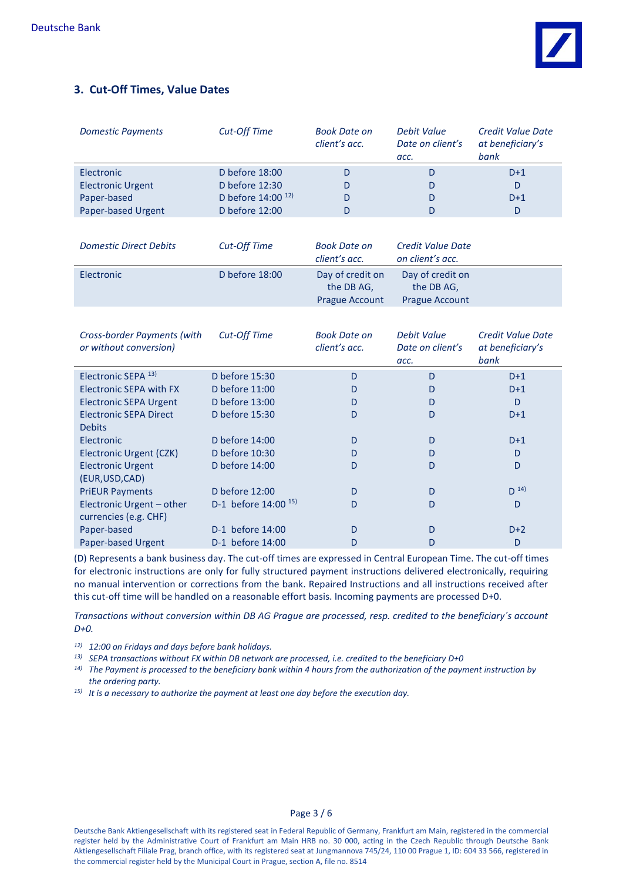## 3. Cut-Off Times, Value Dates

| *Domestic Payments* | *Cut-Off Time* | *Book Date on client's acc.* | *Debit Value Date on client's acc.* | *Credit Value Date at beneficiary's bank* |
|---|---|---|---|---|
| Electronic | D before 18:00 | D | D | D+1 |
| Electronic Urgent | D before 12:30 | D | D | D |
| Paper-based | D before 14:00 [12] | D | D | D+1 |
| Paper-based Urgent | D before 12:00 | D | D | D |

| *Domestic Direct Debits* | *Cut-Off Time* | *Book Date on client's acc.* | *Credit Value Date on client's acc.* |
|---|---|---|---|
| Electronic | D before 18:00 | Day of credit on the DB AG, Prague Account | Day of credit on the DB AG, Prague Account |

| *Cross-border Payments (with or without conversion)* | *Cut-Off Time* | *Book Date on client's acc.* | *Debit Value Date on client's acc.* | *Credit Value Date at beneficiary's bank* |
|---|---|---|---|---|
| Electronic SEPA [13] | D before 15:30 | D | D | D+1 |
| Electronic SEPA with FX | D before 11:00 | D | D | D+1 |
| Electronic SEPA Urgent | D before 13:00 | D | D | D |
| Electronic SEPA Direct Debits | D before 15:30 | D | D | D+1 |
| Electronic | D before 14:00 | D | D | D+1 |
| Electronic Urgent (CZK) | D before 10:30 | D | D | D |
| Electronic Urgent (EUR,USD,CAD) | D before 14:00 | D | D | D |
| PriEUR Payments | D before 12:00 | D | D | D [14] |
| Electronic Urgent – other currencies (e.g. CHF) | D-1 before 14:00 [15] | D | D | D |
| Paper-based | D-1 before 14:00 | D | D | D+2 |
| Paper-based Urgent | D-1 before 14:00 | D | D | D |

(D) Represents a bank business day. The cut-off times are expressed in Central European Time. The cut-off times for electronic instructions are only for fully structured payment instructions delivered electronically, requiring no manual intervention or corrections from the bank. Repaired Instructions and all instructions received after this cut-off time will be handled on a reasonable effort basis. Incoming payments are processed D+0.

*Transactions without conversion within DB AG Prague are processed, resp. credited to the beneficiary´s account D+0.*

*[12] 12:00 on Fridays and days before bank holidays.*

*[13] SEPA transactions without FX within DB network are processed, i.e. credited to the beneficiary D+0*

*[14] The Payment is processed to the beneficiary bank within 4 hours from the authorization of the payment instruction by the ordering party.*

*[15] It is a necessary to authorize the payment at least one day before the execution day.*

Deutsche Bank Aktiengesellschaft with its registered seat in Federal Republic of Germany, Frankfurt am Main, registered in the commercial register held by the Administrative Court of Frankfurt am Main HRB no. 30 000, acting in the Czech Republic through Deutsche Bank Aktiengesellschaft Filiale Prag, branch office, with its registered seat at Jungmannova 745/24, 110 00 Prague 1, ID: 604 33 566, registered in the commercial register held by the Municipal Court in Prague, section A, file no. 8514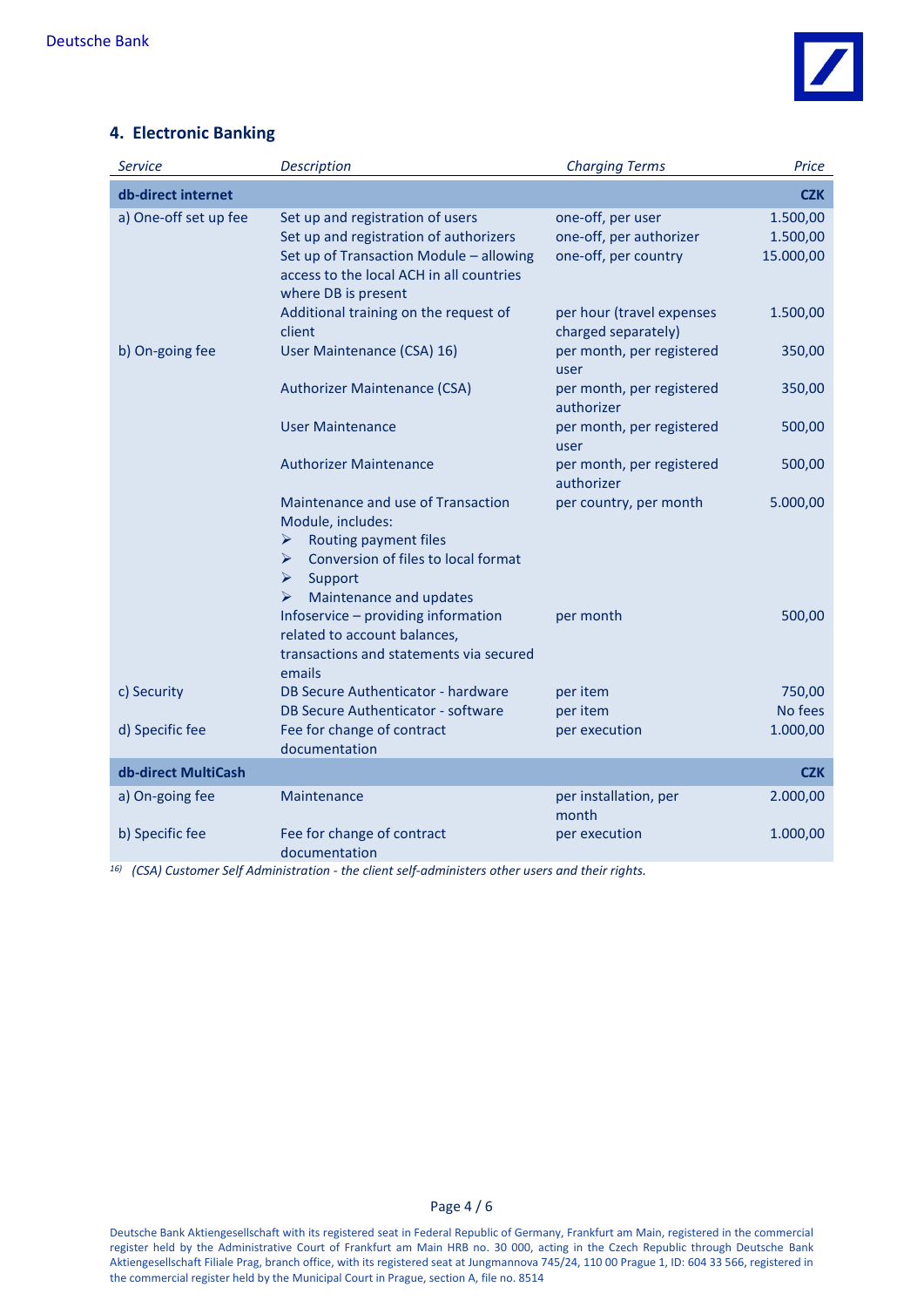## 4. Electronic Banking

| *Service* | *Description* | *Charging Terms* | *Price* |
|---|---|---|---|
| **db-direct internet** | | | **CZK** |
| a) One-off set up fee | Set up and registration of users | one-off, per user | 1.500,00 |
| | Set up and registration of authorizers | one-off, per authorizer | 1.500,00 |
| | Set up of Transaction Module – allowing access to the local ACH in all countries where DB is present | one-off, per country | 15.000,00 |
| | Additional training on the request of client | per hour (travel expenses charged separately) | 1.500,00 |
| b) On-going fee | User Maintenance (CSA) 16) | per month, per registered user | 350,00 |
| | Authorizer Maintenance (CSA) | per month, per registered authorizer | 350,00 |
| | User Maintenance | per month, per registered user | 500,00 |
| | Authorizer Maintenance | per month, per registered authorizer | 500,00 |
| | Maintenance and use of Transaction Module, includes: ➢ Routing payment files ➢ Conversion of files to local format ➢ Support ➢ Maintenance and updates | per country, per month | 5.000,00 |
| | Infoservice – providing information related to account balances, transactions and statements via secured emails | per month | 500,00 |
| c) Security | DB Secure Authenticator - hardware | per item | 750,00 |
| | DB Secure Authenticator - software | per item | No fees |
| d) Specific fee | Fee for change of contract documentation | per execution | 1.000,00 |
| **db-direct MultiCash** | | | **CZK** |
| a) On-going fee | Maintenance | per installation, per month | 2.000,00 |
| b) Specific fee | Fee for change of contract documentation | per execution | 1.000,00 |

[16] *(CSA) Customer Self Administration - the client self-administers other users and their rights.*

Deutsche Bank Aktiengesellschaft with its registered seat in Federal Republic of Germany, Frankfurt am Main, registered in the commercial register held by the Administrative Court of Frankfurt am Main HRB no. 30 000, acting in the Czech Republic through Deutsche Bank Aktiengesellschaft Filiale Prag, branch office, with its registered seat at Jungmannova 745/24, 110 00 Prague 1, ID: 604 33 566, registered in the commercial register held by the Municipal Court in Prague, section A, file no. 8514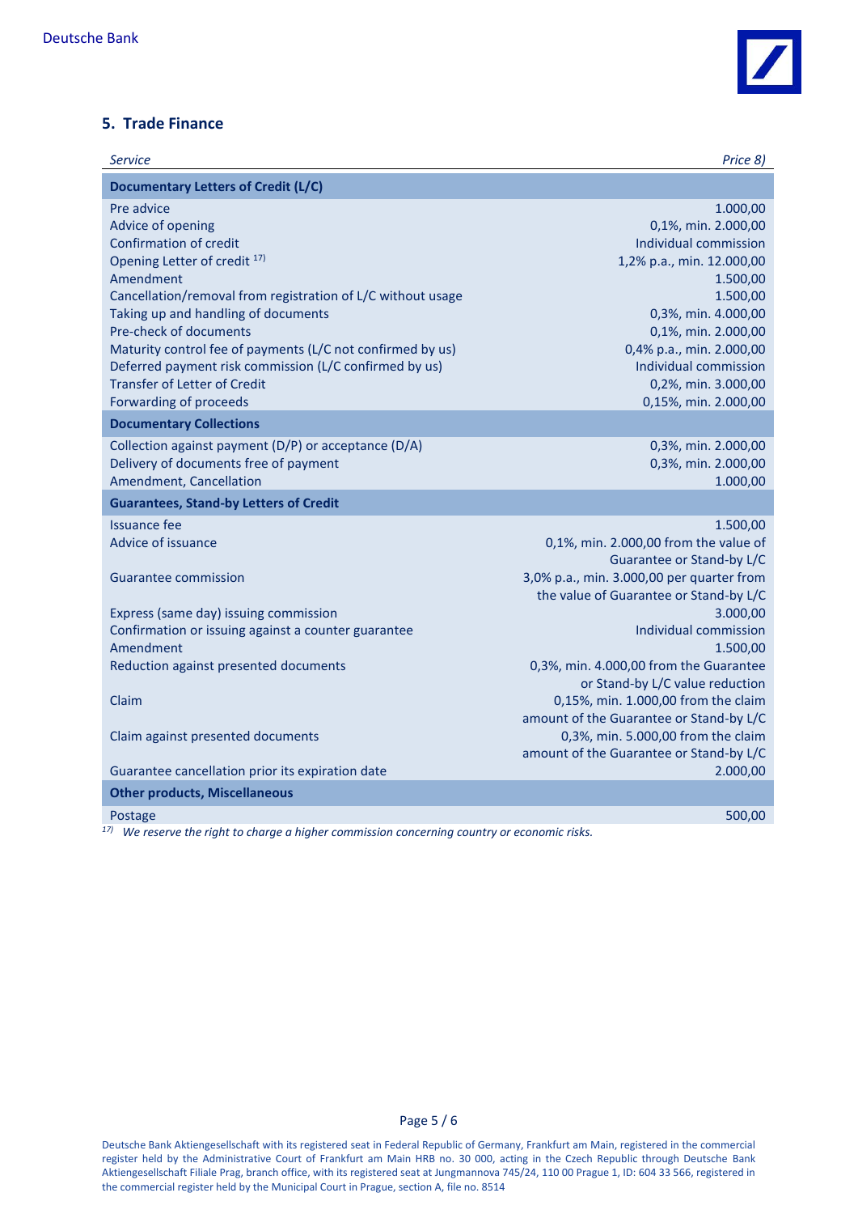## 5. Trade Finance

| *Service* | *Price 8)* |
|---|---|
| **Documentary Letters of Credit (L/C)** | |
| Pre advice | 1.000,00 |
| Advice of opening | 0,1%, min. 2.000,00 |
| Confirmation of credit | Individual commission |
| Opening Letter of credit [17)] | 1,2% p.a., min. 12.000,00 |
| Amendment | 1.500,00 |
| Cancellation/removal from registration of L/C without usage | 1.500,00 |
| Taking up and handling of documents | 0,3%, min. 4.000,00 |
| Pre-check of documents | 0,1%, min. 2.000,00 |
| Maturity control fee of payments (L/C not confirmed by us) | 0,4% p.a., min. 2.000,00 |
| Deferred payment risk commission (L/C confirmed by us) | Individual commission |
| Transfer of Letter of Credit | 0,2%, min. 3.000,00 |
| Forwarding of proceeds | 0,15%, min. 2.000,00 |
| **Documentary Collections** | |
| Collection against payment (D/P) or acceptance (D/A) | 0,3%, min. 2.000,00 |
| Delivery of documents free of payment | 0,3%, min. 2.000,00 |
| Amendment, Cancellation | 1.000,00 |
| **Guarantees, Stand-by Letters of Credit** | |
| Issuance fee | 1.500,00 |
| Advice of issuance | 0,1%, min. 2.000,00 from the value of Guarantee or Stand-by L/C |
| Guarantee commission | 3,0% p.a., min. 3.000,00 per quarter from the value of Guarantee or Stand-by L/C |
| Express (same day) issuing commission | 3.000,00 |
| Confirmation or issuing against a counter guarantee | Individual commission |
| Amendment | 1.500,00 |
| Reduction against presented documents | 0,3%, min. 4.000,00 from the Guarantee or Stand-by L/C value reduction |
| Claim | 0,15%, min. 1.000,00 from the claim amount of the Guarantee or Stand-by L/C |
| Claim against presented documents | 0,3%, min. 5.000,00 from the claim amount of the Guarantee or Stand-by L/C |
| Guarantee cancellation prior its expiration date | 2.000,00 |
| **Other products, Miscellaneous** | |
| Postage | 500,00 |

[17)] *We reserve the right to charge a higher commission concerning country or economic risks.*

Deutsche Bank Aktiengesellschaft with its registered seat in Federal Republic of Germany, Frankfurt am Main, registered in the commercial register held by the Administrative Court of Frankfurt am Main HRB no. 30 000, acting in the Czech Republic through Deutsche Bank Aktiengesellschaft Filiale Prag, branch office, with its registered seat at Jungmannova 745/24, 110 00 Prague 1, ID: 604 33 566, registered in the commercial register held by the Municipal Court in Prague, section A, file no. 8514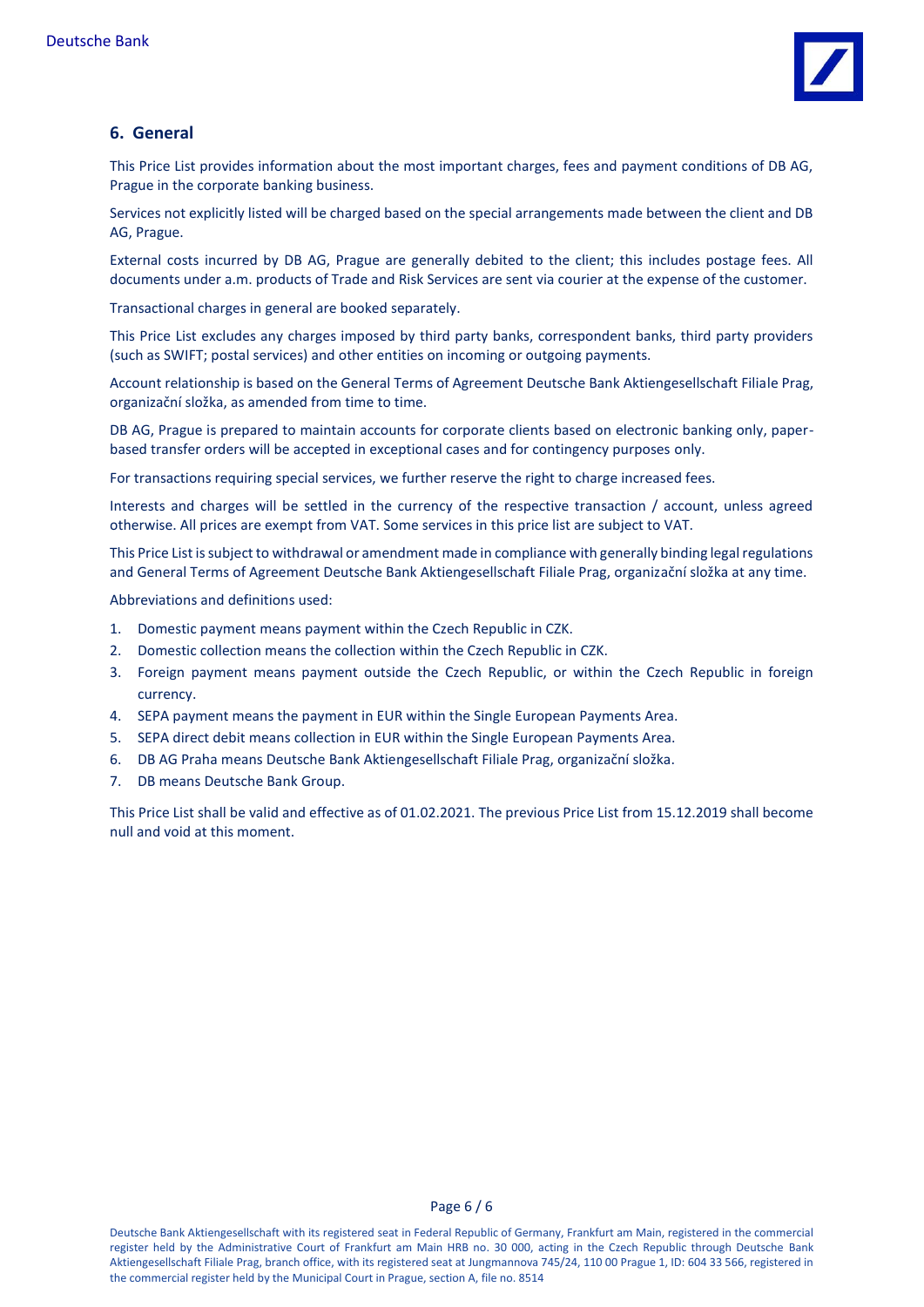## 6. General

This Price List provides information about the most important charges, fees and payment conditions of DB AG, Prague in the corporate banking business.

Services not explicitly listed will be charged based on the special arrangements made between the client and DB AG, Prague.

External costs incurred by DB AG, Prague are generally debited to the client; this includes postage fees. All documents under a.m. products of Trade and Risk Services are sent via courier at the expense of the customer.

Transactional charges in general are booked separately.

This Price List excludes any charges imposed by third party banks, correspondent banks, third party providers (such as SWIFT; postal services) and other entities on incoming or outgoing payments.

Account relationship is based on the General Terms of Agreement Deutsche Bank Aktiengesellschaft Filiale Prag, organizační složka, as amended from time to time.

DB AG, Prague is prepared to maintain accounts for corporate clients based on electronic banking only, paper-based transfer orders will be accepted in exceptional cases and for contingency purposes only.

For transactions requiring special services, we further reserve the right to charge increased fees.

Interests and charges will be settled in the currency of the respective transaction / account, unless agreed otherwise. All prices are exempt from VAT. Some services in this price list are subject to VAT.

This Price List is subject to withdrawal or amendment made in compliance with generally binding legal regulations and General Terms of Agreement Deutsche Bank Aktiengesellschaft Filiale Prag, organizační složka at any time.

Abbreviations and definitions used:

1. Domestic payment means payment within the Czech Republic in CZK.
2. Domestic collection means the collection within the Czech Republic in CZK.
3. Foreign payment means payment outside the Czech Republic, or within the Czech Republic in foreign currency.
4. SEPA payment means the payment in EUR within the Single European Payments Area.
5. SEPA direct debit means collection in EUR within the Single European Payments Area.
6. DB AG Praha means Deutsche Bank Aktiengesellschaft Filiale Prag, organizační složka.
7. DB means Deutsche Bank Group.

This Price List shall be valid and effective as of 01.02.2021. The previous Price List from 15.12.2019 shall become null and void at this moment.